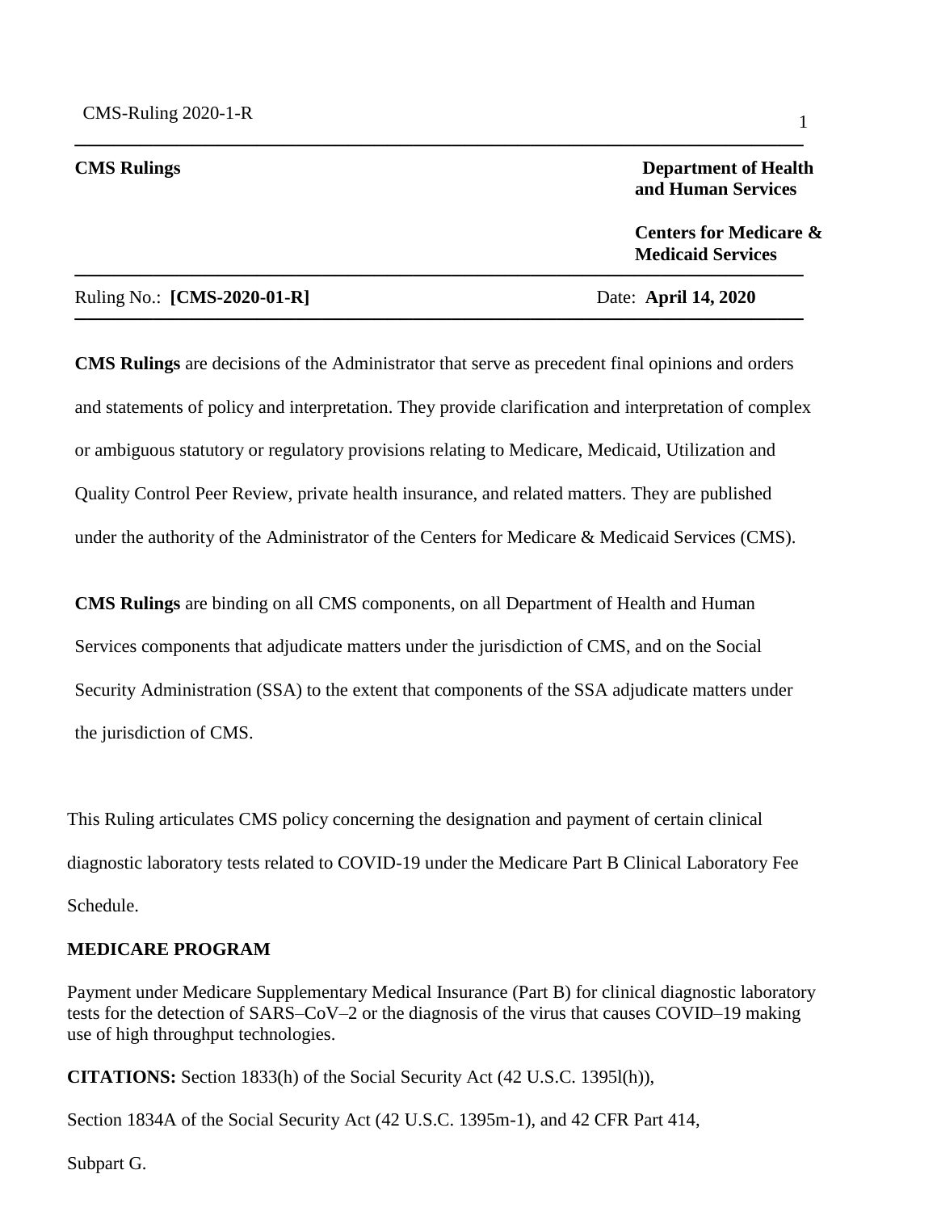**CMS Rulings** **Department of Health and Human Services**

**Centers for Medicare & Medicaid Services**

Ruling No.: **[CMS-2020-01-R]** Date: **April 14, 2020**

**CMS Rulings** are decisions of the Administrator that serve as precedent final opinions and orders and statements of policy and interpretation. They provide clarification and interpretation of complex or ambiguous statutory or regulatory provisions relating to Medicare, Medicaid, Utilization and Quality Control Peer Review, private health insurance, and related matters. They are published under the authority of the Administrator of the Centers for Medicare & Medicaid Services (CMS).

**CMS Rulings** are binding on all CMS components, on all Department of Health and Human Services components that adjudicate matters under the jurisdiction of CMS, and on the Social Security Administration (SSA) to the extent that components of the SSA adjudicate matters under the jurisdiction of CMS.

This Ruling articulates CMS policy concerning the designation and payment of certain clinical diagnostic laboratory tests related to COVID-19 under the Medicare Part B Clinical Laboratory Fee Schedule.

**MEDICARE PROGRAM**

Payment under Medicare Supplementary Medical Insurance (Part B) for clinical diagnostic laboratory tests for the detection of SARS–CoV–2 or the diagnosis of the virus that causes COVID–19 making use of high throughput technologies.

**CITATIONS:** Section 1833(h) of the Social Security Act (42 U.S.C. 1395l(h)),

Section 1834A of the Social Security Act (42 U.S.C. 1395m-1), and 42 CFR Part 414,

Subpart G.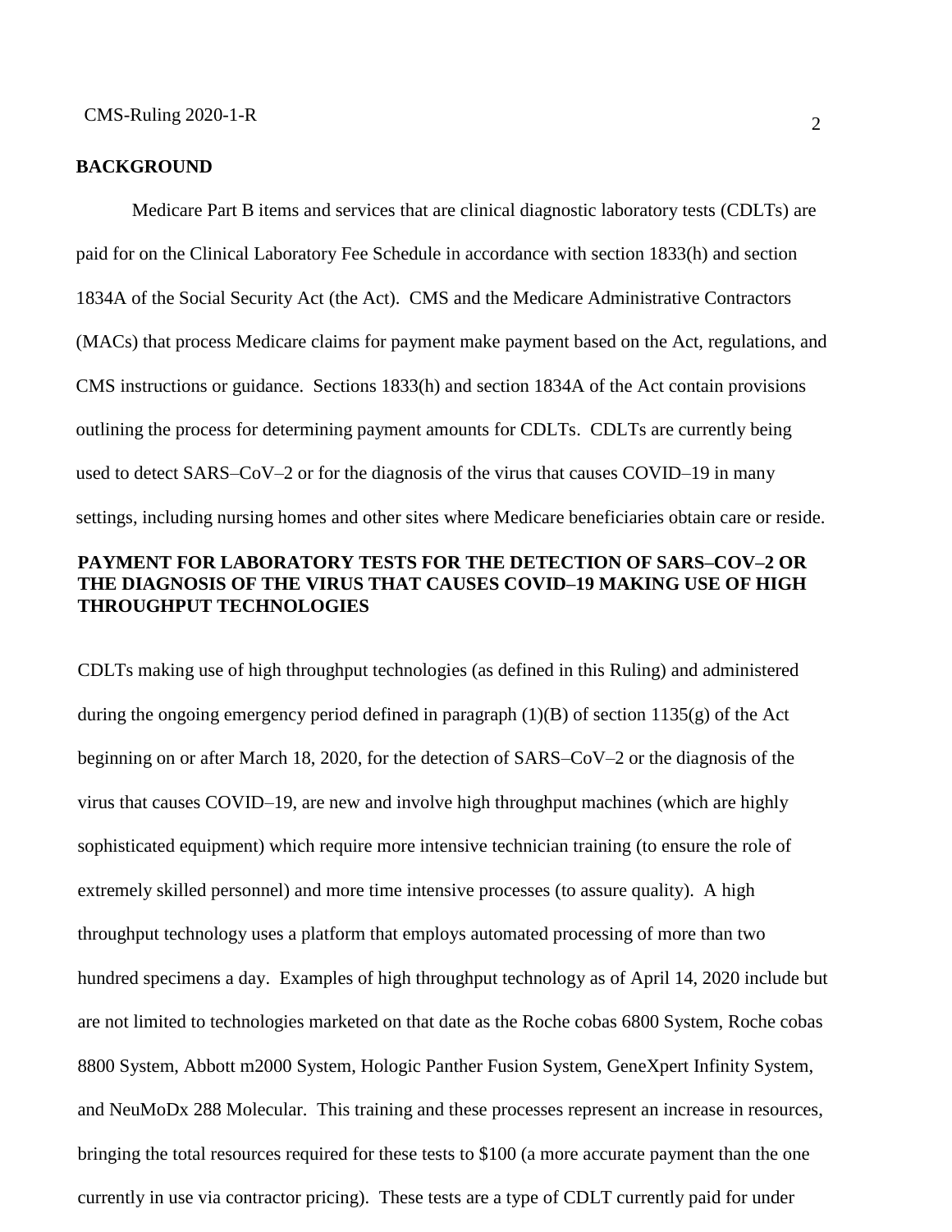**BACKGROUND**

Medicare Part B items and services that are clinical diagnostic laboratory tests (CDLTs) are paid for on the Clinical Laboratory Fee Schedule in accordance with section 1833(h) and section 1834A of the Social Security Act (the Act). CMS and the Medicare Administrative Contractors (MACs) that process Medicare claims for payment make payment based on the Act, regulations, and CMS instructions or guidance. Sections 1833(h) and section 1834A of the Act contain provisions outlining the process for determining payment amounts for CDLTs. CDLTs are currently being used to detect SARS–CoV–2 or for the diagnosis of the virus that causes COVID–19 in many settings, including nursing homes and other sites where Medicare beneficiaries obtain care or reside.

**PAYMENT FOR LABORATORY TESTS FOR THE DETECTION OF SARS–COV–2 OR THE DIAGNOSIS OF THE VIRUS THAT CAUSES COVID–19 MAKING USE OF HIGH THROUGHPUT TECHNOLOGIES**

CDLTs making use of high throughput technologies (as defined in this Ruling) and administered during the ongoing emergency period defined in paragraph (1)(B) of section 1135(g) of the Act beginning on or after March 18, 2020, for the detection of SARS–CoV–2 or the diagnosis of the virus that causes COVID–19, are new and involve high throughput machines (which are highly sophisticated equipment) which require more intensive technician training (to ensure the role of extremely skilled personnel) and more time intensive processes (to assure quality). A high throughput technology uses a platform that employs automated processing of more than two hundred specimens a day. Examples of high throughput technology as of April 14, 2020 include but are not limited to technologies marketed on that date as the Roche cobas 6800 System, Roche cobas 8800 System, Abbott m2000 System, Hologic Panther Fusion System, GeneXpert Infinity System, and NeuMoDx 288 Molecular. This training and these processes represent an increase in resources, bringing the total resources required for these tests to $100 (a more accurate payment than the one currently in use via contractor pricing). These tests are a type of CDLT currently paid for under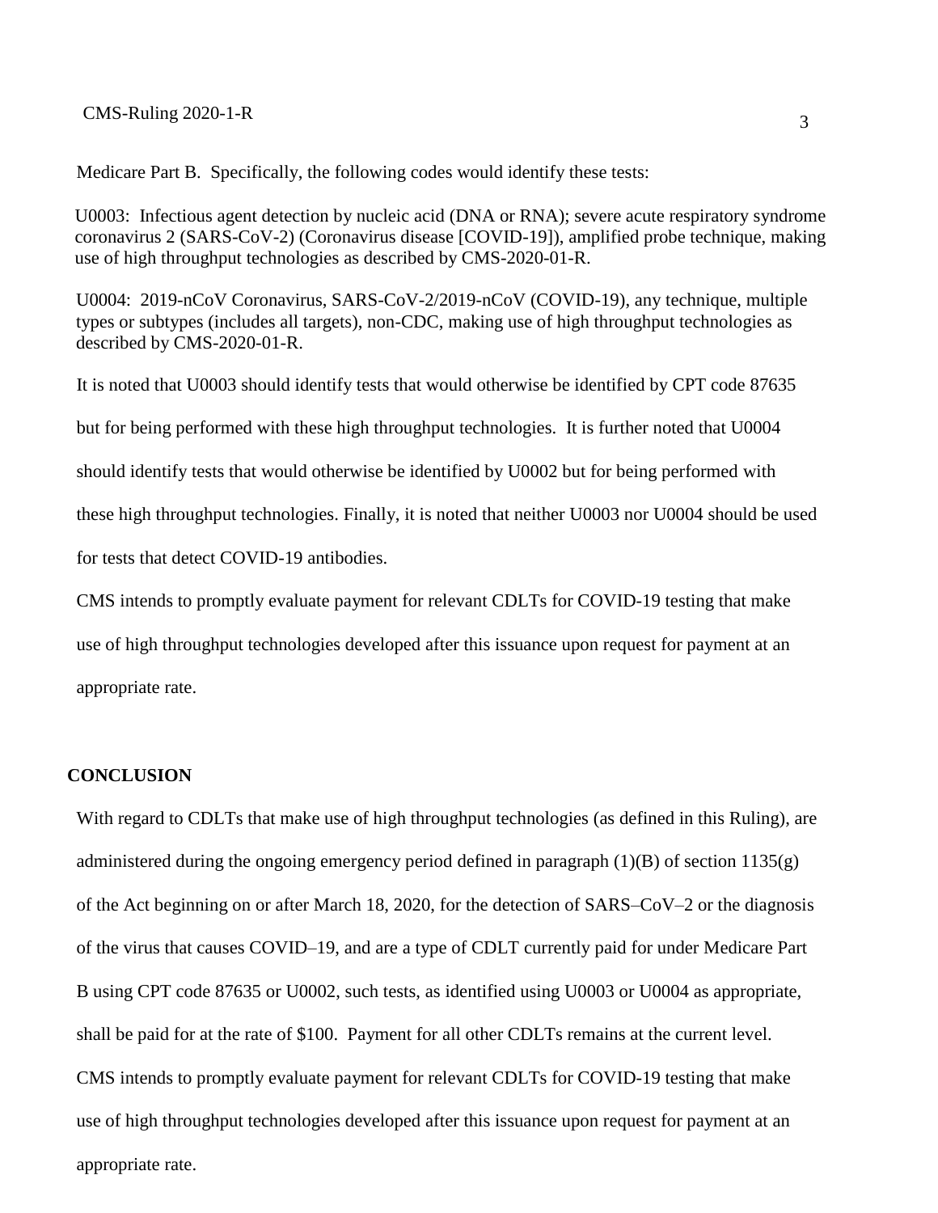Medicare Part B. Specifically, the following codes would identify these tests:

U0003: Infectious agent detection by nucleic acid (DNA or RNA); severe acute respiratory syndrome coronavirus 2 (SARS-CoV-2) (Coronavirus disease [COVID-19]), amplified probe technique, making use of high throughput technologies as described by CMS-2020-01-R.

U0004: 2019-nCoV Coronavirus, SARS-CoV-2/2019-nCoV (COVID-19), any technique, multiple types or subtypes (includes all targets), non-CDC, making use of high throughput technologies as described by CMS-2020-01-R.

It is noted that U0003 should identify tests that would otherwise be identified by CPT code 87635 but for being performed with these high throughput technologies. It is further noted that U0004 should identify tests that would otherwise be identified by U0002 but for being performed with these high throughput technologies. Finally, it is noted that neither U0003 nor U0004 should be used for tests that detect COVID-19 antibodies.

CMS intends to promptly evaluate payment for relevant CDLTs for COVID-19 testing that make use of high throughput technologies developed after this issuance upon request for payment at an appropriate rate.

## CONCLUSION

With regard to CDLTs that make use of high throughput technologies (as defined in this Ruling), are administered during the ongoing emergency period defined in paragraph (1)(B) of section 1135(g) of the Act beginning on or after March 18, 2020, for the detection of SARS–CoV–2 or the diagnosis of the virus that causes COVID–19, and are a type of CDLT currently paid for under Medicare Part B using CPT code 87635 or U0002, such tests, as identified using U0003 or U0004 as appropriate, shall be paid for at the rate of $100. Payment for all other CDLTs remains at the current level. CMS intends to promptly evaluate payment for relevant CDLTs for COVID-19 testing that make use of high throughput technologies developed after this issuance upon request for payment at an appropriate rate.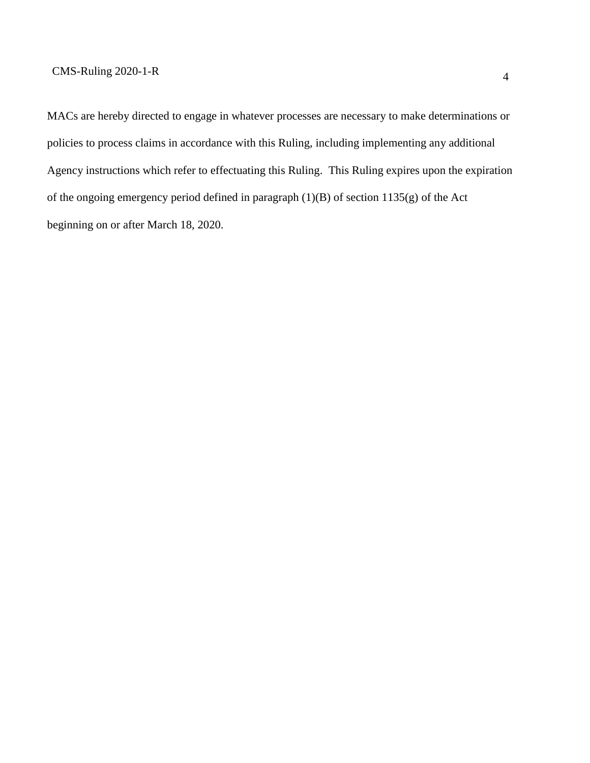MACs are hereby directed to engage in whatever processes are necessary to make determinations or policies to process claims in accordance with this Ruling, including implementing any additional Agency instructions which refer to effectuating this Ruling. This Ruling expires upon the expiration of the ongoing emergency period defined in paragraph (1)(B) of section 1135(g) of the Act beginning on or after March 18, 2020.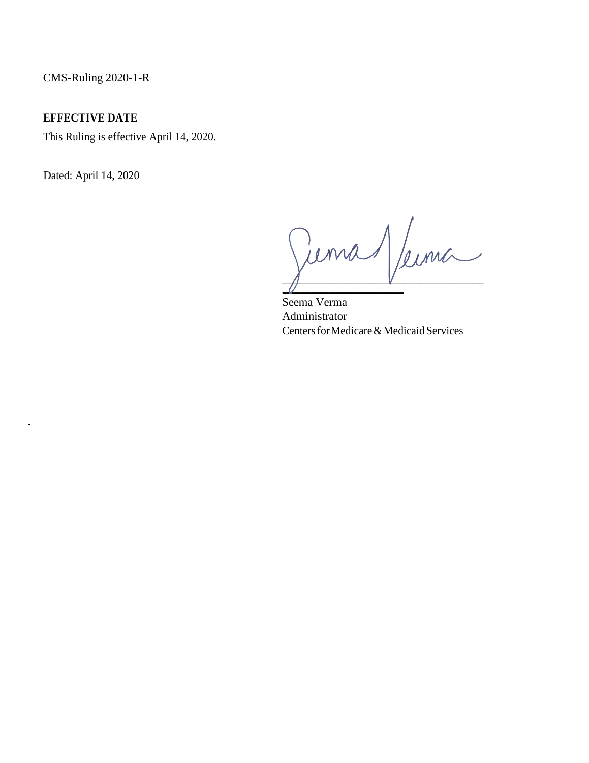CMS-Ruling 2020-1-R

**EFFECTIVE DATE**

This Ruling is effective April 14, 2020.

Dated: April 14, 2020

Seema Verma
Administrator
Centers for Medicare & Medicaid Services